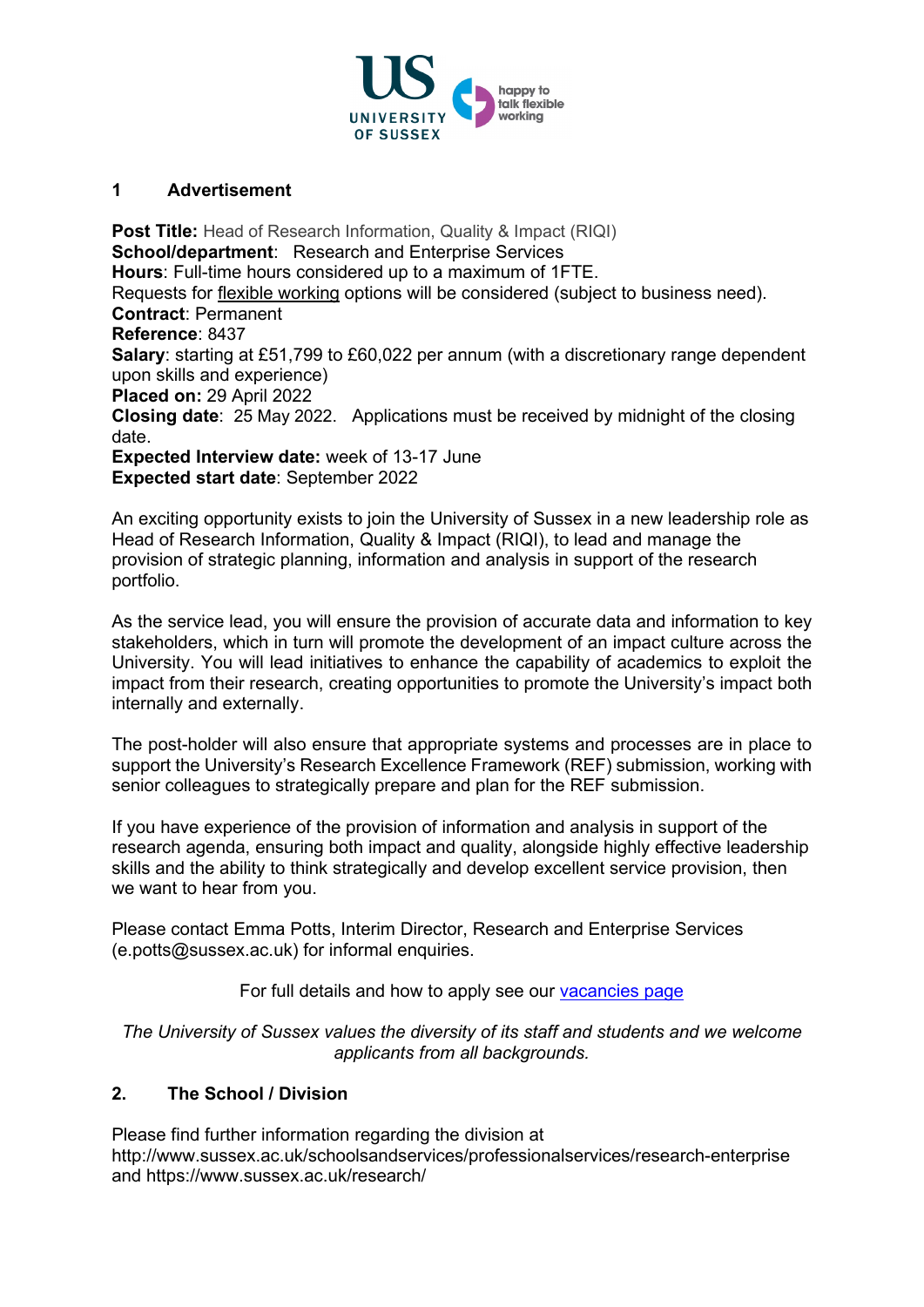## 1 Advertisement

**Post Title:** Head of Research Information, Quality & Impact (RIQI)
**School/department**: Research and Enterprise Services
**Hours**: Full-time hours considered up to a maximum of 1FTE.
Requests for flexible working options will be considered (subject to business need).
**Contract**: Permanent
**Reference**: 8437
**Salary**: starting at £51,799 to £60,022 per annum (with a discretionary range dependent upon skills and experience)
**Placed on:** 29 April 2022
**Closing date**: 25 May 2022. Applications must be received by midnight of the closing date.
**Expected Interview date:** week of 13-17 June
**Expected start date**: September 2022

An exciting opportunity exists to join the University of Sussex in a new leadership role as Head of Research Information, Quality & Impact (RIQI), to lead and manage the provision of strategic planning, information and analysis in support of the research portfolio.

As the service lead, you will ensure the provision of accurate data and information to key stakeholders, which in turn will promote the development of an impact culture across the University. You will lead initiatives to enhance the capability of academics to exploit the impact from their research, creating opportunities to promote the University's impact both internally and externally.

The post-holder will also ensure that appropriate systems and processes are in place to support the University's Research Excellence Framework (REF) submission, working with senior colleagues to strategically prepare and plan for the REF submission.

If you have experience of the provision of information and analysis in support of the research agenda, ensuring both impact and quality, alongside highly effective leadership skills and the ability to think strategically and develop excellent service provision, then we want to hear from you.

Please contact Emma Potts, Interim Director, Research and Enterprise Services (e.potts@sussex.ac.uk) for informal enquiries.

For full details and how to apply see our vacancies page

*The University of Sussex values the diversity of its staff and students and we welcome applicants from all backgrounds.*

## 2. The School / Division

Please find further information regarding the division at http://www.sussex.ac.uk/schoolsandservices/professionalservices/research-enterprise and https://www.sussex.ac.uk/research/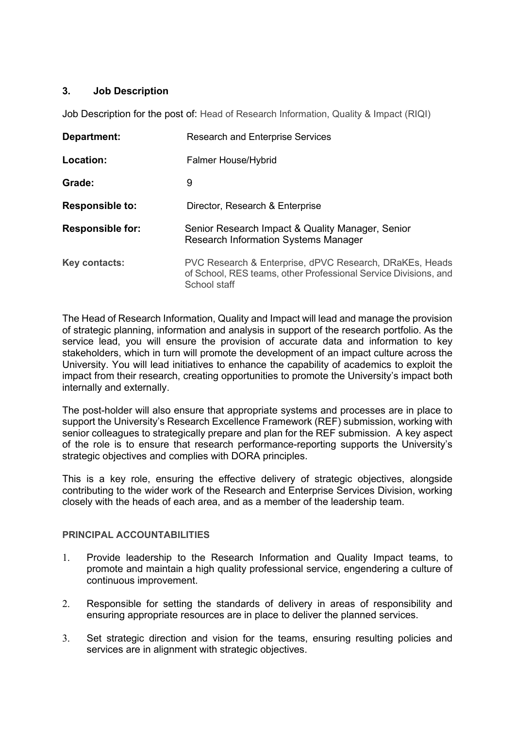## 3. Job Description

Job Description for the post of: Head of Research Information, Quality & Impact (RIQI)

| | |
|---|---|
| **Department:** | Research and Enterprise Services |
| **Location:** | Falmer House/Hybrid |
| **Grade:** | 9 |
| **Responsible to:** | Director, Research & Enterprise |
| **Responsible for:** | Senior Research Impact & Quality Manager, Senior Research Information Systems Manager |
| **Key contacts:** | PVC Research & Enterprise, dPVC Research, DRaKEs, Heads of School, RES teams, other Professional Service Divisions, and School staff |

The Head of Research Information, Quality and Impact will lead and manage the provision of strategic planning, information and analysis in support of the research portfolio. As the service lead, you will ensure the provision of accurate data and information to key stakeholders, which in turn will promote the development of an impact culture across the University. You will lead initiatives to enhance the capability of academics to exploit the impact from their research, creating opportunities to promote the University's impact both internally and externally.

The post-holder will also ensure that appropriate systems and processes are in place to support the University's Research Excellence Framework (REF) submission, working with senior colleagues to strategically prepare and plan for the REF submission. A key aspect of the role is to ensure that research performance-reporting supports the University's strategic objectives and complies with DORA principles.

This is a key role, ensuring the effective delivery of strategic objectives, alongside contributing to the wider work of the Research and Enterprise Services Division, working closely with the heads of each area, and as a member of the leadership team.

### PRINCIPAL ACCOUNTABILITIES

1. Provide leadership to the Research Information and Quality Impact teams, to promote and maintain a high quality professional service, engendering a culture of continuous improvement.
2. Responsible for setting the standards of delivery in areas of responsibility and ensuring appropriate resources are in place to deliver the planned services.
3. Set strategic direction and vision for the teams, ensuring resulting policies and services are in alignment with strategic objectives.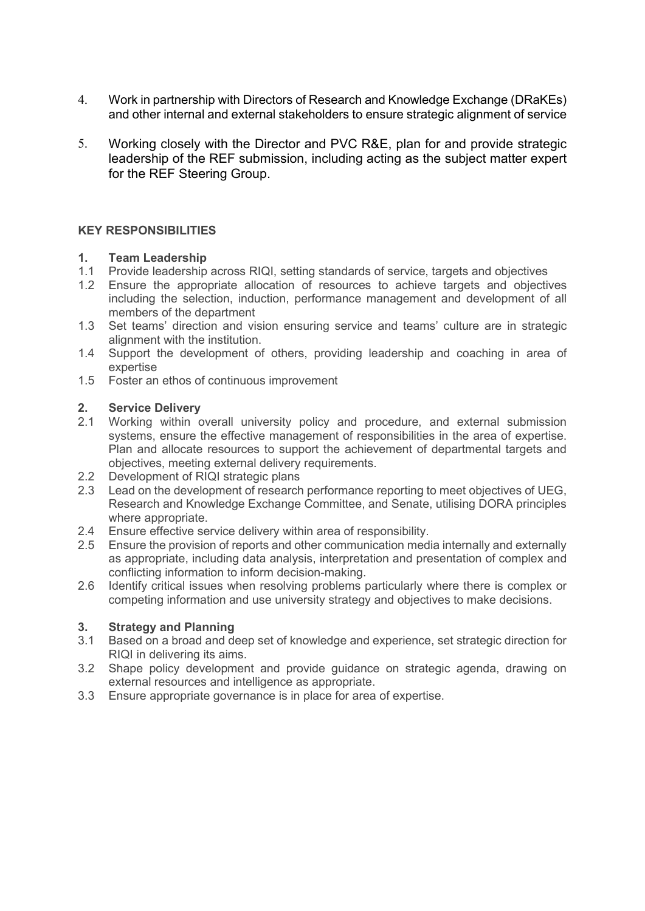4. Work in partnership with Directors of Research and Knowledge Exchange (DRaKEs) and other internal and external stakeholders to ensure strategic alignment of service
5. Working closely with the Director and PVC R&E, plan for and provide strategic leadership of the REF submission, including acting as the subject matter expert for the REF Steering Group.

## KEY RESPONSIBILITIES

### 1. Team Leadership

1.1 Provide leadership across RIQI, setting standards of service, targets and objectives

1.2 Ensure the appropriate allocation of resources to achieve targets and objectives including the selection, induction, performance management and development of all members of the department

1.3 Set teams' direction and vision ensuring service and teams' culture are in strategic alignment with the institution.

1.4 Support the development of others, providing leadership and coaching in area of expertise

1.5 Foster an ethos of continuous improvement

### 2. Service Delivery

2.1 Working within overall university policy and procedure, and external submission systems, ensure the effective management of responsibilities in the area of expertise. Plan and allocate resources to support the achievement of departmental targets and objectives, meeting external delivery requirements.

2.2 Development of RIQI strategic plans

2.3 Lead on the development of research performance reporting to meet objectives of UEG, Research and Knowledge Exchange Committee, and Senate, utilising DORA principles where appropriate.

2.4 Ensure effective service delivery within area of responsibility.

2.5 Ensure the provision of reports and other communication media internally and externally as appropriate, including data analysis, interpretation and presentation of complex and conflicting information to inform decision-making.

2.6 Identify critical issues when resolving problems particularly where there is complex or competing information and use university strategy and objectives to make decisions.

### 3. Strategy and Planning

3.1 Based on a broad and deep set of knowledge and experience, set strategic direction for RIQI in delivering its aims.

3.2 Shape policy development and provide guidance on strategic agenda, drawing on external resources and intelligence as appropriate.

3.3 Ensure appropriate governance is in place for area of expertise.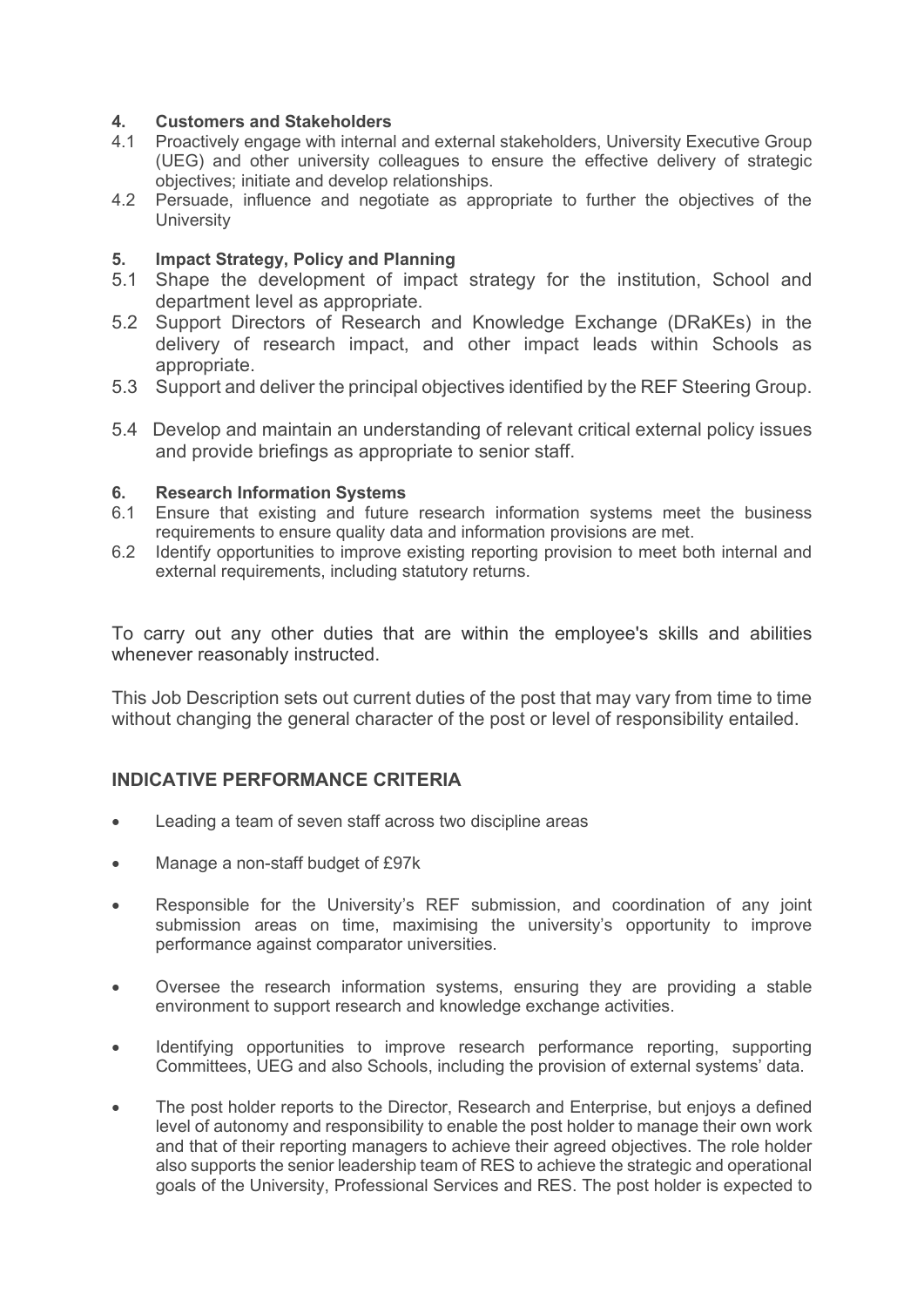**4. Customers and Stakeholders**

4.1 Proactively engage with internal and external stakeholders, University Executive Group (UEG) and other university colleagues to ensure the effective delivery of strategic objectives; initiate and develop relationships.

4.2 Persuade, influence and negotiate as appropriate to further the objectives of the University

**5. Impact Strategy, Policy and Planning**

5.1 Shape the development of impact strategy for the institution, School and department level as appropriate.

5.2 Support Directors of Research and Knowledge Exchange (DRaKEs) in the delivery of research impact, and other impact leads within Schools as appropriate.

5.3 Support and deliver the principal objectives identified by the REF Steering Group.

5.4 Develop and maintain an understanding of relevant critical external policy issues and provide briefings as appropriate to senior staff.

**6. Research Information Systems**

6.1 Ensure that existing and future research information systems meet the business requirements to ensure quality data and information provisions are met.

6.2 Identify opportunities to improve existing reporting provision to meet both internal and external requirements, including statutory returns.

To carry out any other duties that are within the employee's skills and abilities whenever reasonably instructed.

This Job Description sets out current duties of the post that may vary from time to time without changing the general character of the post or level of responsibility entailed.

## INDICATIVE PERFORMANCE CRITERIA

- Leading a team of seven staff across two discipline areas
- Manage a non-staff budget of £97k
- Responsible for the University's REF submission, and coordination of any joint submission areas on time, maximising the university's opportunity to improve performance against comparator universities.
- Oversee the research information systems, ensuring they are providing a stable environment to support research and knowledge exchange activities.
- Identifying opportunities to improve research performance reporting, supporting Committees, UEG and also Schools, including the provision of external systems' data.
- The post holder reports to the Director, Research and Enterprise, but enjoys a defined level of autonomy and responsibility to enable the post holder to manage their own work and that of their reporting managers to achieve their agreed objectives. The role holder also supports the senior leadership team of RES to achieve the strategic and operational goals of the University, Professional Services and RES. The post holder is expected to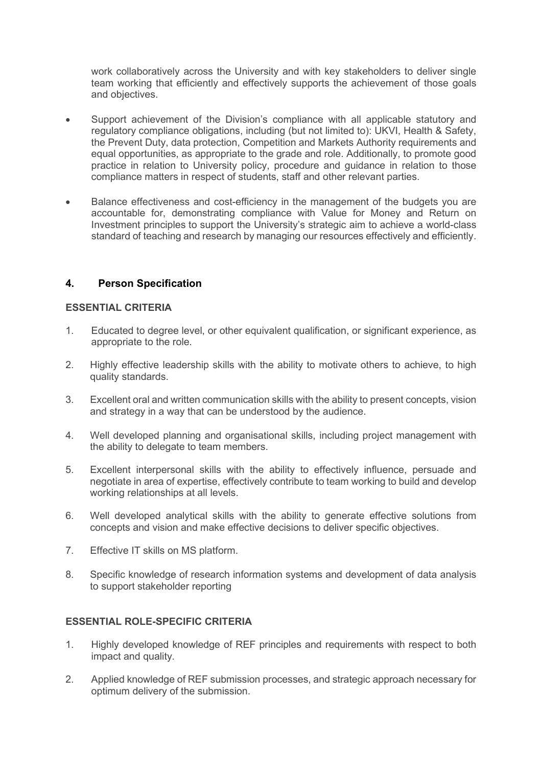work collaboratively across the University and with key stakeholders to deliver single team working that efficiently and effectively supports the achievement of those goals and objectives.

- Support achievement of the Division's compliance with all applicable statutory and regulatory compliance obligations, including (but not limited to): UKVI, Health & Safety, the Prevent Duty, data protection, Competition and Markets Authority requirements and equal opportunities, as appropriate to the grade and role. Additionally, to promote good practice in relation to University policy, procedure and guidance in relation to those compliance matters in respect of students, staff and other relevant parties.

- Balance effectiveness and cost-efficiency in the management of the budgets you are accountable for, demonstrating compliance with Value for Money and Return on Investment principles to support the University's strategic aim to achieve a world-class standard of teaching and research by managing our resources effectively and efficiently.

## 4. Person Specification

### ESSENTIAL CRITERIA

1. Educated to degree level, or other equivalent qualification, or significant experience, as appropriate to the role.

2. Highly effective leadership skills with the ability to motivate others to achieve, to high quality standards.

3. Excellent oral and written communication skills with the ability to present concepts, vision and strategy in a way that can be understood by the audience.

4. Well developed planning and organisational skills, including project management with the ability to delegate to team members.

5. Excellent interpersonal skills with the ability to effectively influence, persuade and negotiate in area of expertise, effectively contribute to team working to build and develop working relationships at all levels.

6. Well developed analytical skills with the ability to generate effective solutions from concepts and vision and make effective decisions to deliver specific objectives.

7. Effective IT skills on MS platform.

8. Specific knowledge of research information systems and development of data analysis to support stakeholder reporting

### ESSENTIAL ROLE-SPECIFIC CRITERIA

1. Highly developed knowledge of REF principles and requirements with respect to both impact and quality.

2. Applied knowledge of REF submission processes, and strategic approach necessary for optimum delivery of the submission.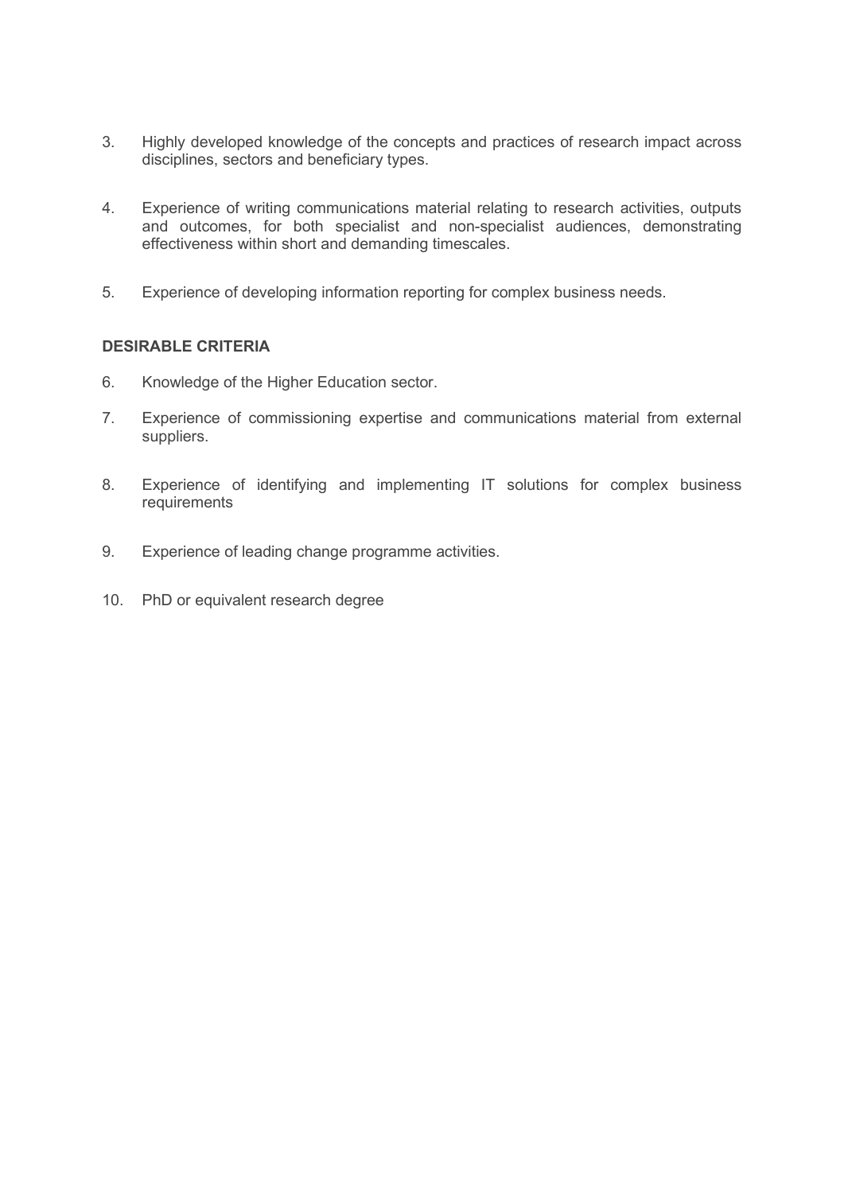3. Highly developed knowledge of the concepts and practices of research impact across disciplines, sectors and beneficiary types.

4. Experience of writing communications material relating to research activities, outputs and outcomes, for both specialist and non-specialist audiences, demonstrating effectiveness within short and demanding timescales.

5. Experience of developing information reporting for complex business needs.

**DESIRABLE CRITERIA**

6. Knowledge of the Higher Education sector.

7. Experience of commissioning expertise and communications material from external suppliers.

8. Experience of identifying and implementing IT solutions for complex business requirements

9. Experience of leading change programme activities.

10. PhD or equivalent research degree